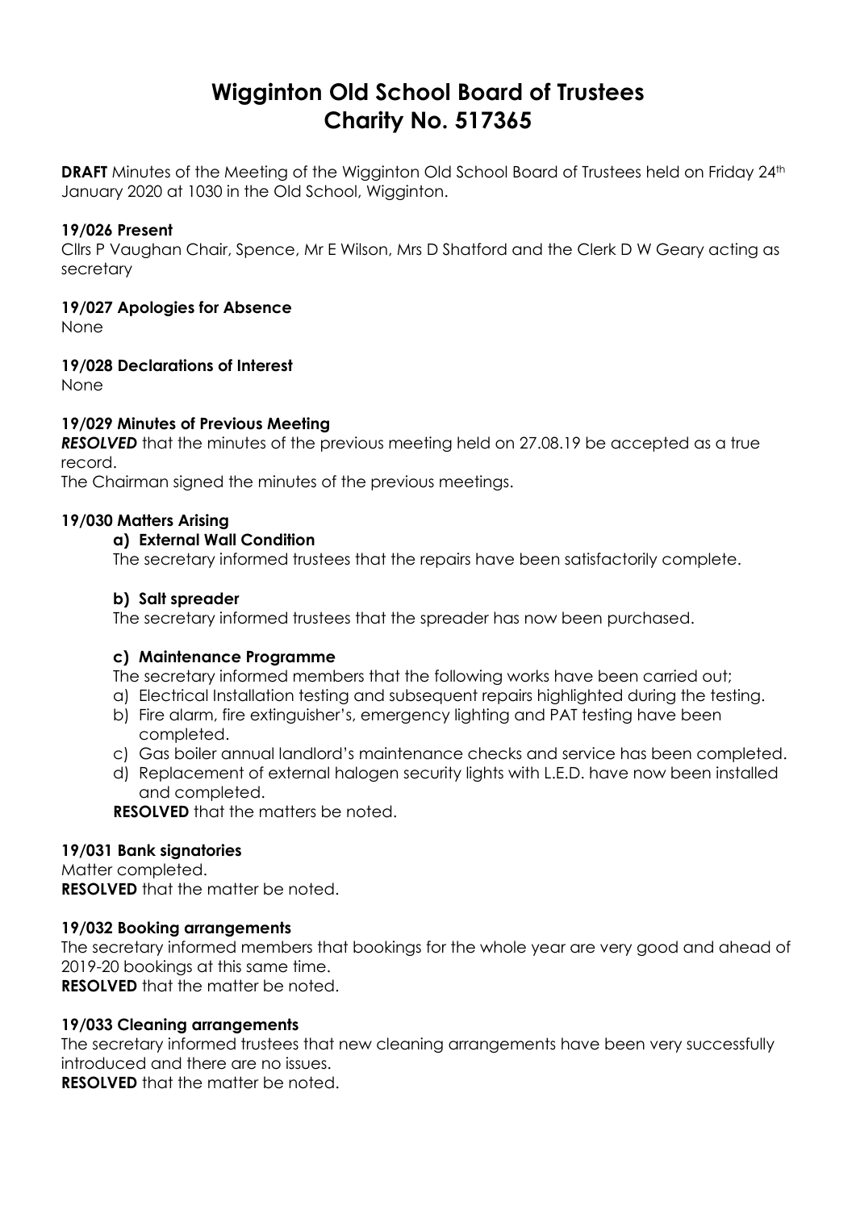# Wigginton Old School Board of Trustees
# Charity No. 517365

**DRAFT** Minutes of the Meeting of the Wigginton Old School Board of Trustees held on Friday 24th January 2020 at 1030 in the Old School, Wigginton.

**19/026 Present**

Cllrs P Vaughan Chair, Spence, Mr E Wilson, Mrs D Shatford and the Clerk D W Geary acting as secretary

**19/027 Apologies for Absence**

None

**19/028 Declarations of Interest**

None

**19/029 Minutes of Previous Meeting**

***RESOLVED*** that the minutes of the previous meeting held on 27.08.19 be accepted as a true record.

The Chairman signed the minutes of the previous meetings.

**19/030 Matters Arising**

**a) External Wall Condition**

The secretary informed trustees that the repairs have been satisfactorily complete.

**b) Salt spreader**

The secretary informed trustees that the spreader has now been purchased.

**c) Maintenance Programme**

The secretary informed members that the following works have been carried out;

a) Electrical Installation testing and subsequent repairs highlighted during the testing.
b) Fire alarm, fire extinguisher's, emergency lighting and PAT testing have been completed.
c) Gas boiler annual landlord's maintenance checks and service has been completed.
d) Replacement of external halogen security lights with L.E.D. have now been installed and completed.

**RESOLVED** that the matters be noted.

**19/031 Bank signatories**

Matter completed.

**RESOLVED** that the matter be noted.

**19/032 Booking arrangements**

The secretary informed members that bookings for the whole year are very good and ahead of 2019-20 bookings at this same time.

**RESOLVED** that the matter be noted.

**19/033 Cleaning arrangements**

The secretary informed trustees that new cleaning arrangements have been very successfully introduced and there are no issues.

**RESOLVED** that the matter be noted.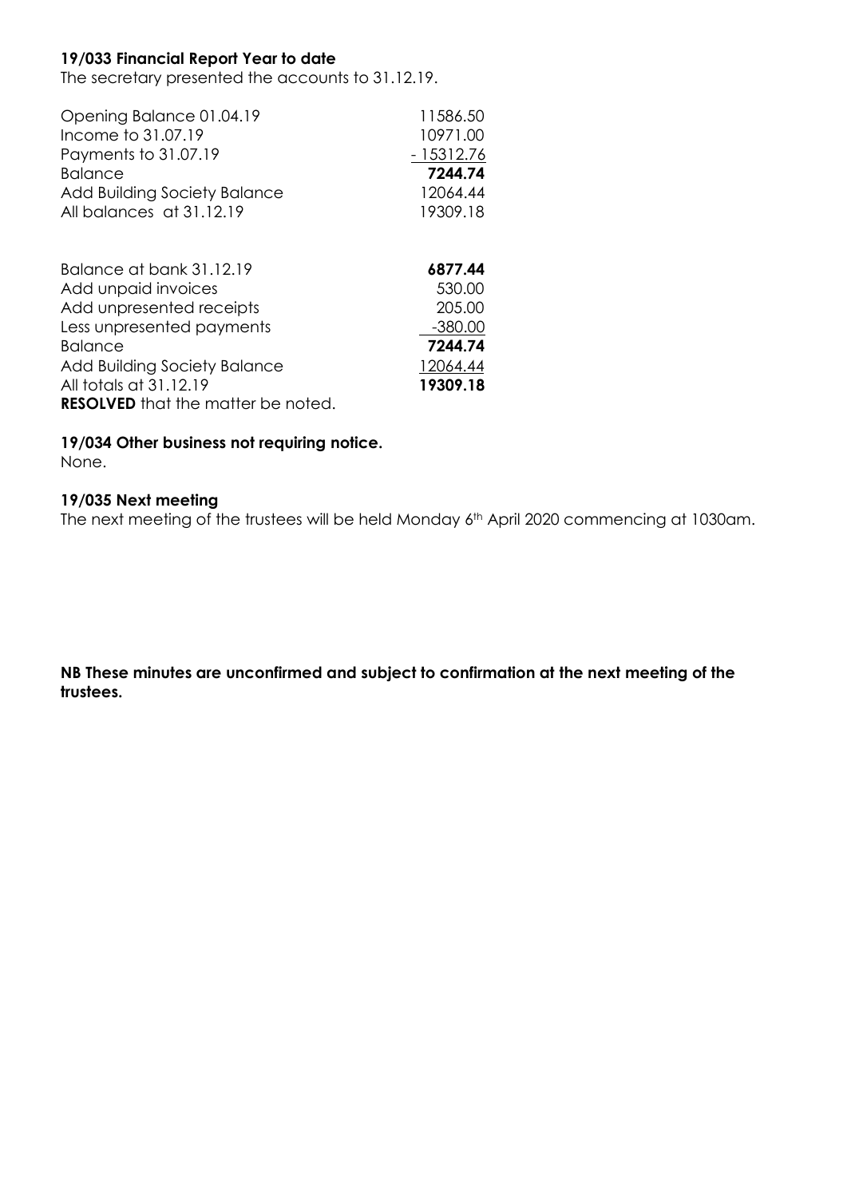**19/033 Financial Report Year to date**
The secretary presented the accounts to 31.12.19.

| | |
|---|---|
| Opening Balance 01.04.19 | 11586.50 |
| Income to 31.07.19 | 10971.00 |
| Payments to 31.07.19 | - 15312.76 |
| Balance | **7244.74** |
| Add Building Society Balance | 12064.44 |
| All balances at 31.12.19 | 19309.18 |

| | |
|---|---|
| Balance at bank 31.12.19 | **6877.44** |
| Add unpaid invoices | 530.00 |
| Add unpresented receipts | 205.00 |
| Less unpresented payments | -380.00 |
| Balance | **7244.74** |
| Add Building Society Balance | 12064.44 |
| All totals at 31.12.19 | **19309.18** |

**RESOLVED** that the matter be noted.

**19/034 Other business not requiring notice.**
None.

**19/035 Next meeting**
The next meeting of the trustees will be held Monday 6th April 2020 commencing at 1030am.

**NB These minutes are unconfirmed and subject to confirmation at the next meeting of the trustees.**